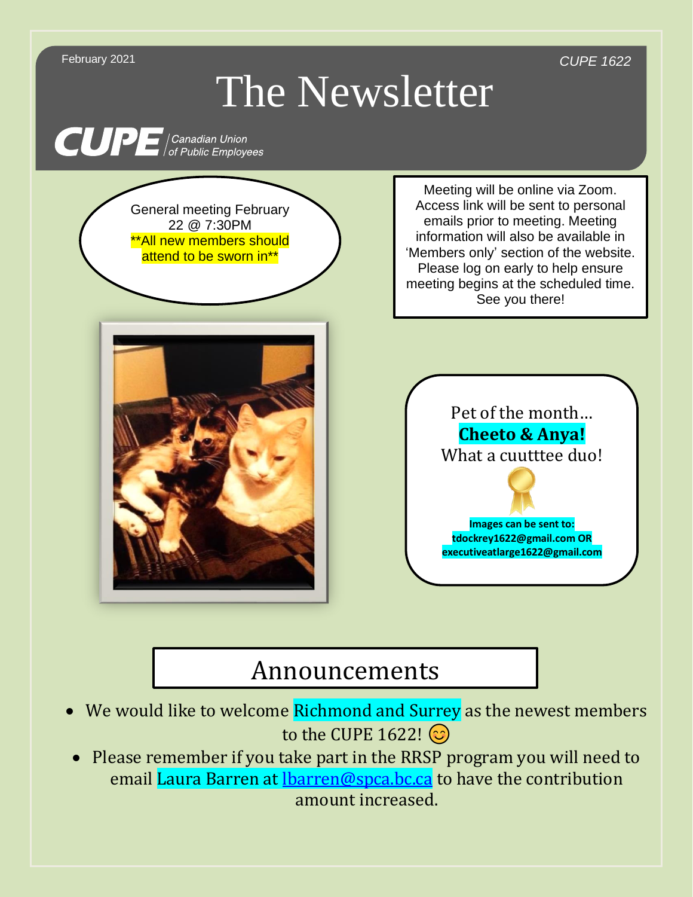February 2021

CUPE 1622

# The Newsletter

CUPE | Canadian Union of Public Employees

General meeting February 22 @ 7:30PM
**All new members should attend to be sworn in**

Meeting will be online via Zoom. Access link will be sent to personal emails prior to meeting. Meeting information will also be available in 'Members only' section of the website. Please log on early to help ensure meeting begins at the scheduled time. See you there!

Pet of the month…
**Cheeto & Anya!**
What a cuutttee duo!

**Images can be sent to: tdockrey1622@gmail.com OR executiveatlarge1622@gmail.com**

## Announcements

- We would like to welcome Richmond and Surrey as the newest members to the CUPE 1622! 😊
- Please remember if you take part in the RRSP program you will need to email Laura Barren at lbarren@spca.bc.ca to have the contribution amount increased.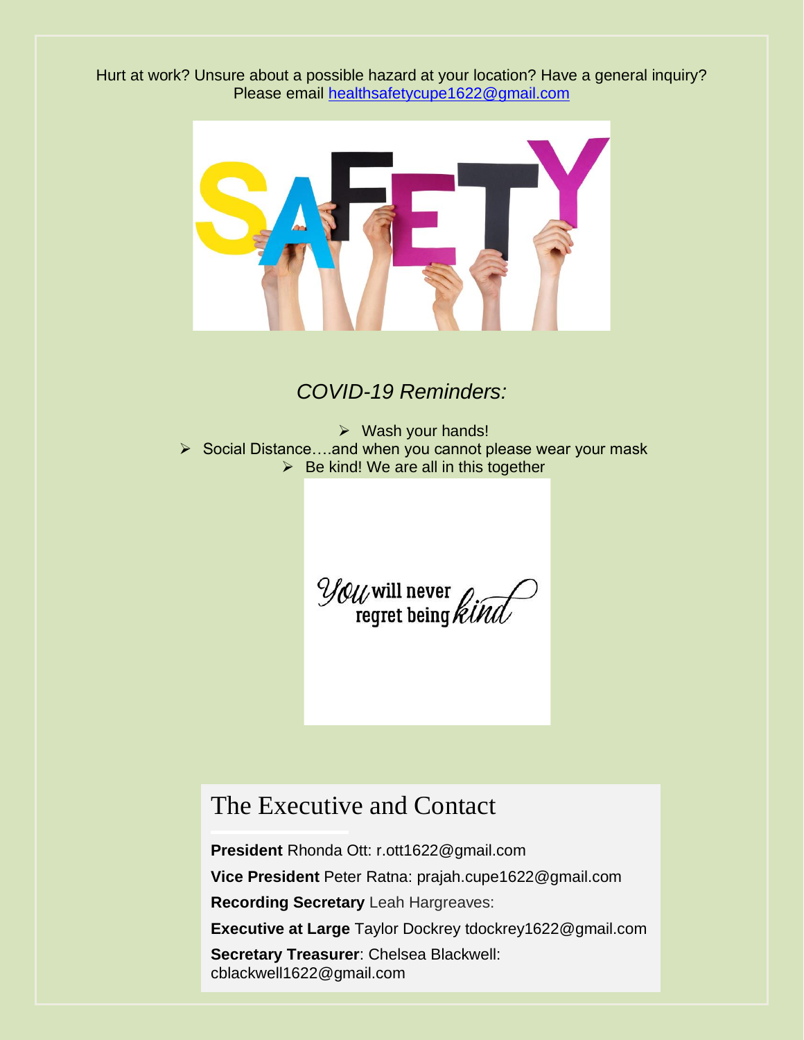Hurt at work? Unsure about a possible hazard at your location? Have a general inquiry? Please email healthsafetycupe1622@gmail.com

*COVID-19 Reminders:*

- Wash your hands!
- Social Distance….and when you cannot please wear your mask
- Be kind! We are all in this together

## The Executive and Contact

**President** Rhonda Ott: r.ott1622@gmail.com

**Vice President** Peter Ratna: prajah.cupe1622@gmail.com

**Recording Secretary** Leah Hargreaves:

**Executive at Large** Taylor Dockrey tdockrey1622@gmail.com

**Secretary Treasurer**: Chelsea Blackwell: cblackwell1622@gmail.com